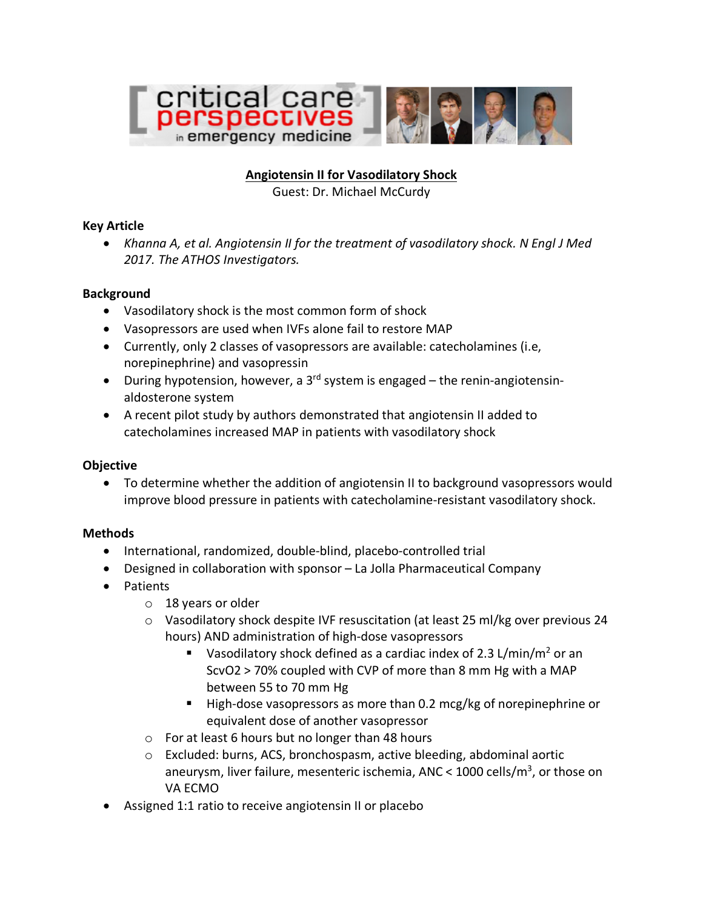critical care perspectives in emergency medicine

# Angiotensin II for Vasodilatory Shock

Guest: Dr. Michael McCurdy

## Key Article

- *Khanna A, et al. Angiotensin II for the treatment of vasodilatory shock. N Engl J Med 2017. The ATHOS Investigators.*

## Background

- Vasodilatory shock is the most common form of shock
- Vasopressors are used when IVFs alone fail to restore MAP
- Currently, only 2 classes of vasopressors are available: catecholamines (i.e, norepinephrine) and vasopressin
- During hypotension, however, a 3rd system is engaged – the renin-angiotensin-aldosterone system
- A recent pilot study by authors demonstrated that angiotensin II added to catecholamines increased MAP in patients with vasodilatory shock

## Objective

- To determine whether the addition of angiotensin II to background vasopressors would improve blood pressure in patients with catecholamine-resistant vasodilatory shock.

## Methods

- International, randomized, double-blind, placebo-controlled trial
- Designed in collaboration with sponsor – La Jolla Pharmaceutical Company
- Patients
  - 18 years or older
  - Vasodilatory shock despite IVF resuscitation (at least 25 ml/kg over previous 24 hours) AND administration of high-dose vasopressors
    - Vasodilatory shock defined as a cardiac index of 2.3 L/min/$m^2$ or an $ScvO_2$ > 70% coupled with CVP of more than 8 mm Hg with a MAP between 55 to 70 mm Hg
    - High-dose vasopressors as more than 0.2 mcg/kg of norepinephrine or equivalent dose of another vasopressor
  - For at least 6 hours but no longer than 48 hours
  - Excluded: burns, ACS, bronchospasm, active bleeding, abdominal aortic aneurysm, liver failure, mesenteric ischemia, ANC < 1000 cells/$m^3$, or those on VA ECMO
- Assigned 1:1 ratio to receive angiotensin II or placebo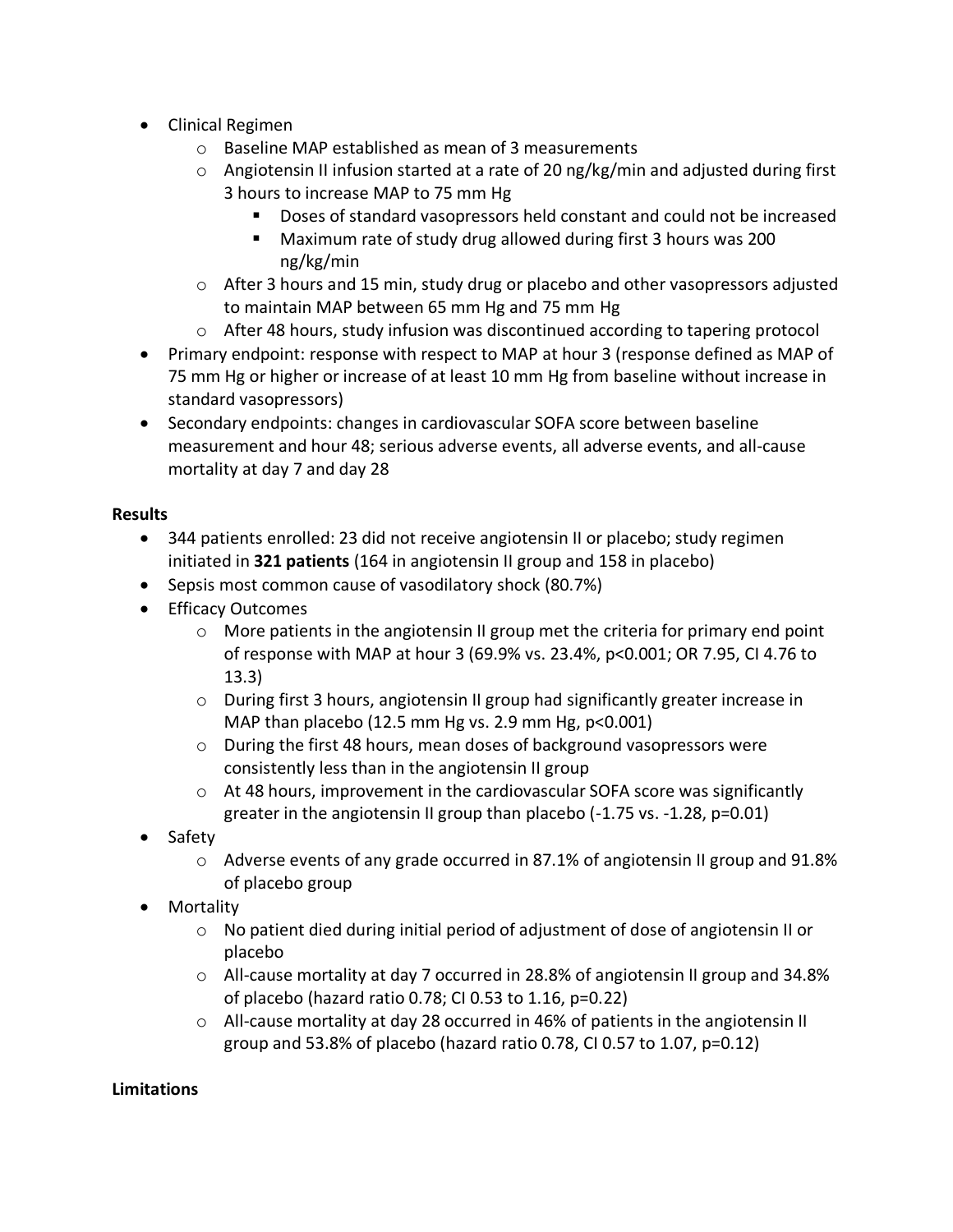- Clinical Regimen
    - Baseline MAP established as mean of 3 measurements
    - Angiotensin II infusion started at a rate of 20 ng/kg/min and adjusted during first 3 hours to increase MAP to 75 mm Hg
        - Doses of standard vasopressors held constant and could not be increased
        - Maximum rate of study drug allowed during first 3 hours was 200 ng/kg/min
    - After 3 hours and 15 min, study drug or placebo and other vasopressors adjusted to maintain MAP between 65 mm Hg and 75 mm Hg
    - After 48 hours, study infusion was discontinued according to tapering protocol
- Primary endpoint: response with respect to MAP at hour 3 (response defined as MAP of 75 mm Hg or higher or increase of at least 10 mm Hg from baseline without increase in standard vasopressors)
- Secondary endpoints: changes in cardiovascular SOFA score between baseline measurement and hour 48; serious adverse events, all adverse events, and all-cause mortality at day 7 and day 28

**Results**

- 344 patients enrolled: 23 did not receive angiotensin II or placebo; study regimen initiated in **321 patients** (164 in angiotensin II group and 158 in placebo)
- Sepsis most common cause of vasodilatory shock (80.7%)
- Efficacy Outcomes
    - More patients in the angiotensin II group met the criteria for primary end point of response with MAP at hour 3 (69.9% vs. 23.4%, $p<0.001$; OR 7.95, CI 4.76 to 13.3)
    - During first 3 hours, angiotensin II group had significantly greater increase in MAP than placebo (12.5 mm Hg vs. 2.9 mm Hg, $p<0.001$)
    - During the first 48 hours, mean doses of background vasopressors were consistently less than in the angiotensin II group
    - At 48 hours, improvement in the cardiovascular SOFA score was significantly greater in the angiotensin II group than placebo (-1.75 vs. -1.28, $p=0.01$)
- Safety
    - Adverse events of any grade occurred in 87.1% of angiotensin II group and 91.8% of placebo group
- Mortality
    - No patient died during initial period of adjustment of dose of angiotensin II or placebo
    - All-cause mortality at day 7 occurred in 28.8% of angiotensin II group and 34.8% of placebo (hazard ratio 0.78; CI 0.53 to 1.16, $p=0.22$)
    - All-cause mortality at day 28 occurred in 46% of patients in the angiotensin II group and 53.8% of placebo (hazard ratio 0.78, CI 0.57 to 1.07, $p=0.12$)

**Limitations**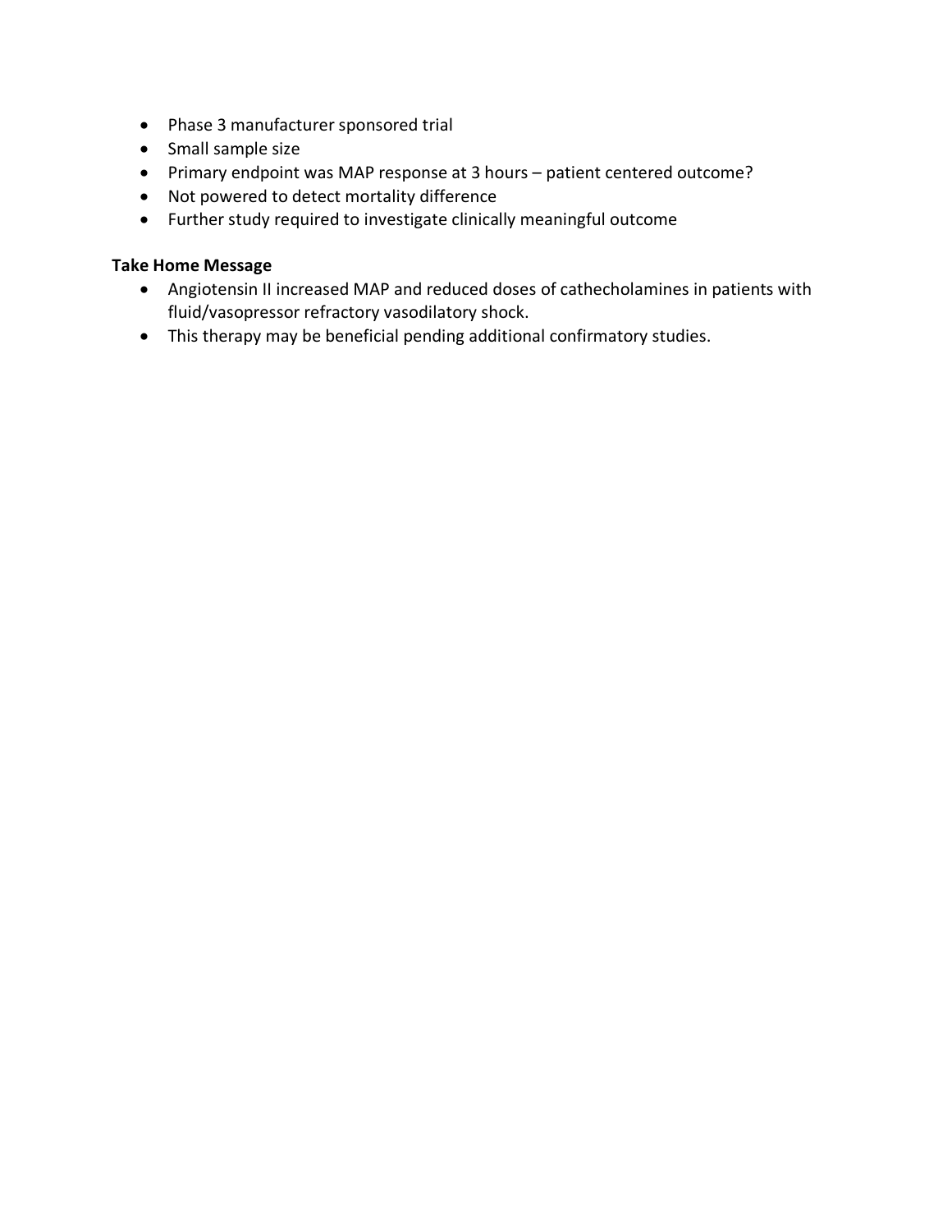- Phase 3 manufacturer sponsored trial
- Small sample size
- Primary endpoint was MAP response at 3 hours – patient centered outcome?
- Not powered to detect mortality difference
- Further study required to investigate clinically meaningful outcome

**Take Home Message**

- Angiotensin II increased MAP and reduced doses of cathecholamines in patients with fluid/vasopressor refractory vasodilatory shock.
- This therapy may be beneficial pending additional confirmatory studies.